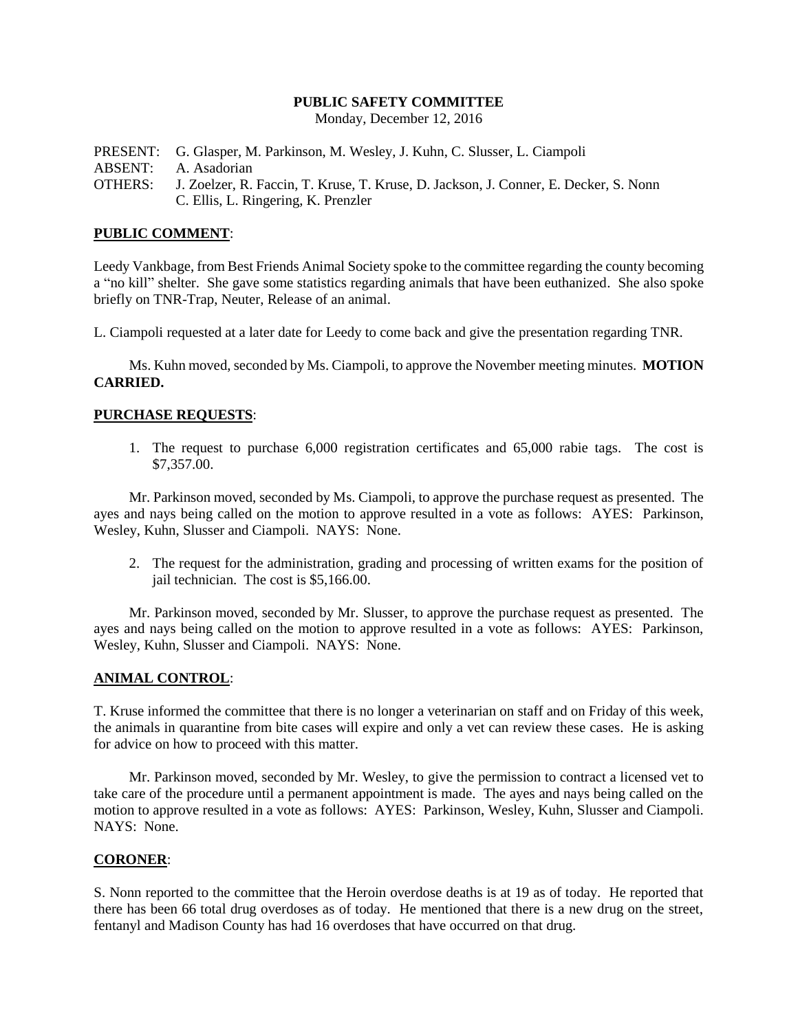**PUBLIC SAFETY COMMITTEE**

Monday, December 12, 2016

PRESENT: G. Glasper, M. Parkinson, M. Wesley, J. Kuhn, C. Slusser, L. Ciampoli
ABSENT: A. Asadorian
OTHERS: J. Zoelzer, R. Faccin, T. Kruse, T. Kruse, D. Jackson, J. Conner, E. Decker, S. Nonn C. Ellis, L. Ringering, K. Prenzler

**PUBLIC COMMENT**:

Leedy Vankbage, from Best Friends Animal Society spoke to the committee regarding the county becoming a "no kill" shelter. She gave some statistics regarding animals that have been euthanized. She also spoke briefly on TNR-Trap, Neuter, Release of an animal.

L. Ciampoli requested at a later date for Leedy to come back and give the presentation regarding TNR.

Ms. Kuhn moved, seconded by Ms. Ciampoli, to approve the November meeting minutes. **MOTION CARRIED.**

**PURCHASE REQUESTS**:

1. The request to purchase 6,000 registration certificates and 65,000 rabie tags. The cost is $7,357.00.

Mr. Parkinson moved, seconded by Ms. Ciampoli, to approve the purchase request as presented. The ayes and nays being called on the motion to approve resulted in a vote as follows: AYES: Parkinson, Wesley, Kuhn, Slusser and Ciampoli. NAYS: None.

2. The request for the administration, grading and processing of written exams for the position of jail technician. The cost is $5,166.00.

Mr. Parkinson moved, seconded by Mr. Slusser, to approve the purchase request as presented. The ayes and nays being called on the motion to approve resulted in a vote as follows: AYES: Parkinson, Wesley, Kuhn, Slusser and Ciampoli. NAYS: None.

**ANIMAL CONTROL**:

T. Kruse informed the committee that there is no longer a veterinarian on staff and on Friday of this week, the animals in quarantine from bite cases will expire and only a vet can review these cases. He is asking for advice on how to proceed with this matter.

Mr. Parkinson moved, seconded by Mr. Wesley, to give the permission to contract a licensed vet to take care of the procedure until a permanent appointment is made. The ayes and nays being called on the motion to approve resulted in a vote as follows: AYES: Parkinson, Wesley, Kuhn, Slusser and Ciampoli. NAYS: None.

**CORONER**:

S. Nonn reported to the committee that the Heroin overdose deaths is at 19 as of today. He reported that there has been 66 total drug overdoses as of today. He mentioned that there is a new drug on the street, fentanyl and Madison County has had 16 overdoses that have occurred on that drug.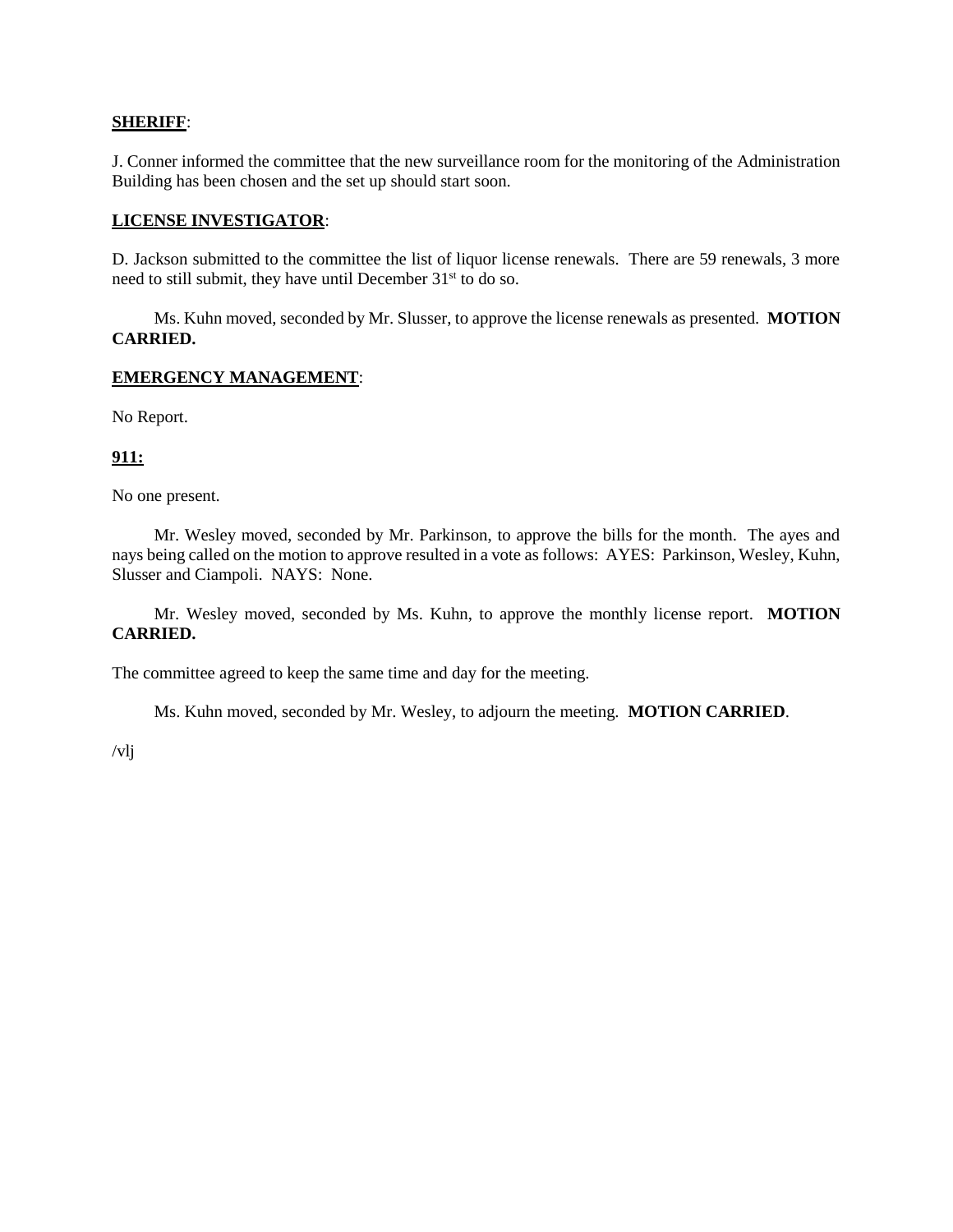**SHERIFF**:

J. Conner informed the committee that the new surveillance room for the monitoring of the Administration Building has been chosen and the set up should start soon.

**LICENSE INVESTIGATOR**:

D. Jackson submitted to the committee the list of liquor license renewals. There are 59 renewals, 3 more need to still submit, they have until December 31st to do so.

Ms. Kuhn moved, seconded by Mr. Slusser, to approve the license renewals as presented. **MOTION CARRIED.**

**EMERGENCY MANAGEMENT**:

No Report.

**911:**

No one present.

Mr. Wesley moved, seconded by Mr. Parkinson, to approve the bills for the month. The ayes and nays being called on the motion to approve resulted in a vote as follows: AYES: Parkinson, Wesley, Kuhn, Slusser and Ciampoli. NAYS: None.

Mr. Wesley moved, seconded by Ms. Kuhn, to approve the monthly license report. **MOTION CARRIED.**

The committee agreed to keep the same time and day for the meeting.

Ms. Kuhn moved, seconded by Mr. Wesley, to adjourn the meeting. **MOTION CARRIED**.

/vlj